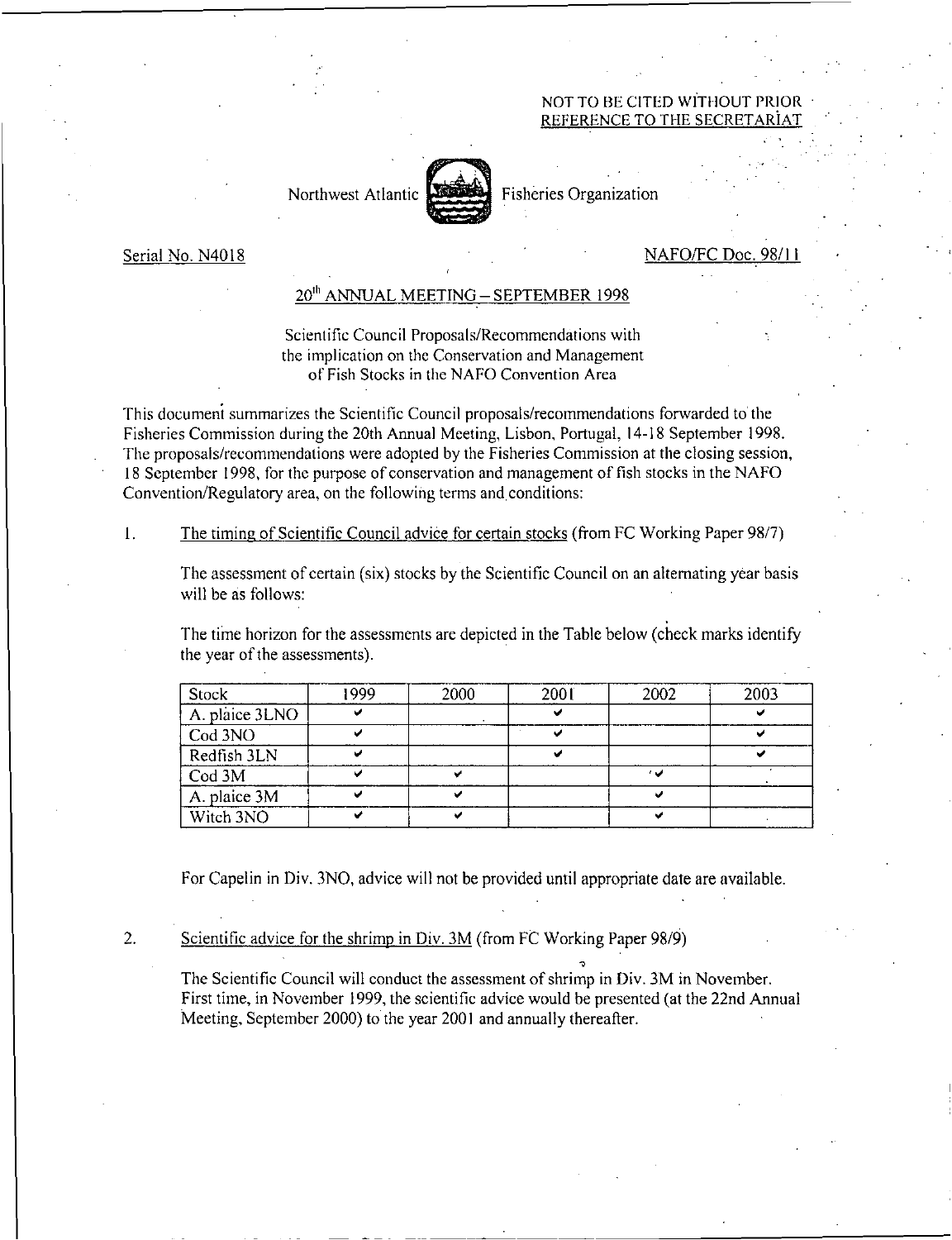NOT TO BE CITED WITHOUT PRIOR
REFERENCE TO THE SECRETARIAT

Northwest Atlantic Fisheries Organization

Serial No. N4018

NAFO/FC Doc. 98/11

## 20th ANNUAL MEETING – SEPTEMBER 1998

Scientific Council Proposals/Recommendations with the implication on the Conservation and Management of Fish Stocks in the NAFO Convention Area

This document summarizes the Scientific Council proposals/recommendations forwarded to the Fisheries Commission during the 20th Annual Meeting, Lisbon, Portugal, 14-18 September 1998. The proposals/recommendations were adopted by the Fisheries Commission at the closing session, 18 September 1998, for the purpose of conservation and management of fish stocks in the NAFO Convention/Regulatory area, on the following terms and conditions:

1. The timing of Scientific Council advice for certain stocks (from FC Working Paper 98/7)

   The assessment of certain (six) stocks by the Scientific Council on an alternating year basis will be as follows:

   The time horizon for the assessments are depicted in the Table below (check marks identify the year of the assessments).

| Stock | 1999 | 2000 | 2001 | 2002 | 2003 |
|---|---|---|---|---|---|
| A. plaice 3LNO | ✔ | | ✔ | | ✔ |
| Cod 3NO | ✔ | | ✔ | | ✔ |
| Redfish 3LN | ✔ | | ✔ | | ✔ |
| Cod 3M | ✔ | ✔ | | ✔ | |
| A. plaice 3M | ✔ | ✔ | | ✔ | |
| Witch 3NO | ✔ | ✔ | | ✔ | |

   For Capelin in Div. 3NO, advice will not be provided until appropriate date are available.

2. Scientific advice for the shrimp in Div. 3M (from FC Working Paper 98/9)

   The Scientific Council will conduct the assessment of shrimp in Div. 3M in November. First time, in November 1999, the scientific advice would be presented (at the 22nd Annual Meeting, September 2000) to the year 2001 and annually thereafter.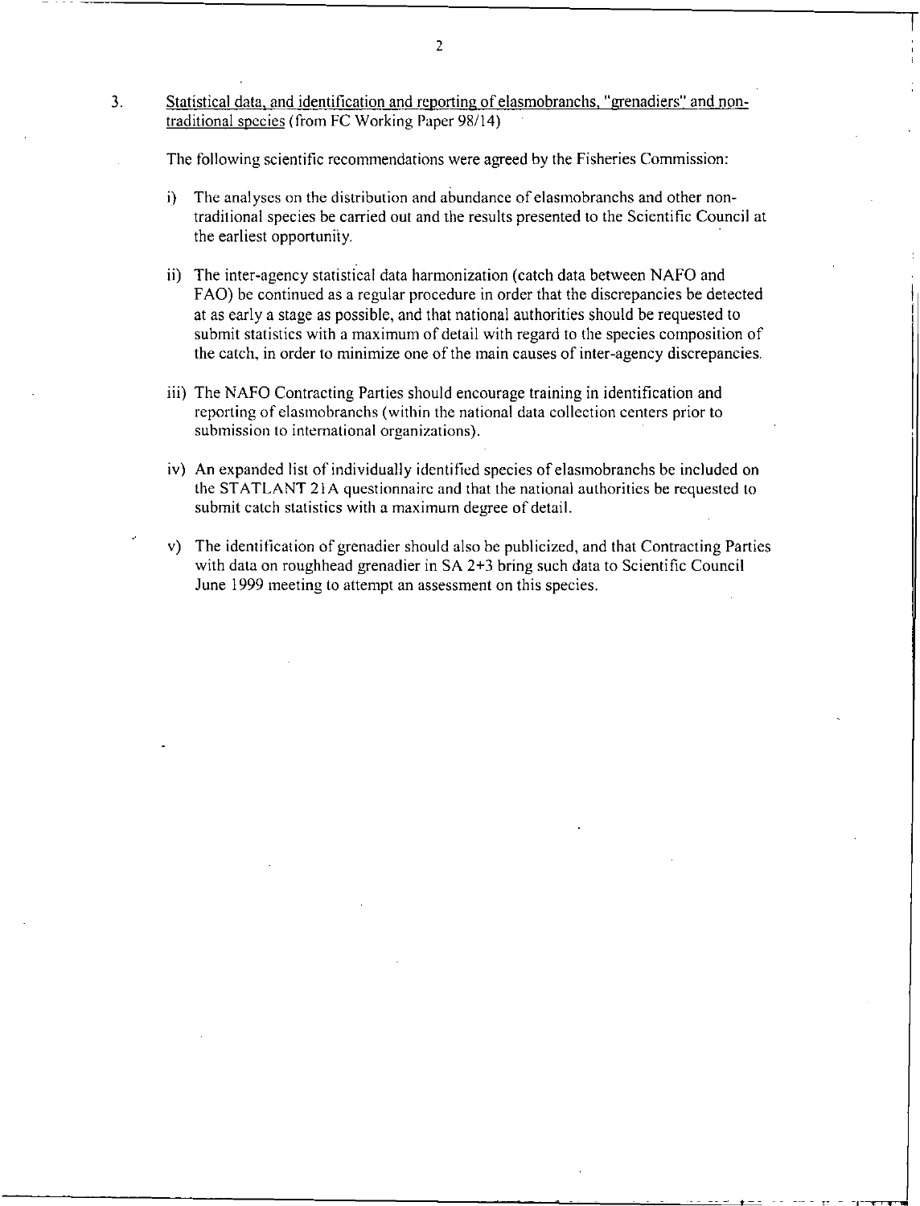3. Statistical data, and identification and reporting of elasmobranchs, "grenadiers" and non-traditional species (from FC Working Paper 98/14)

The following scientific recommendations were agreed by the Fisheries Commission:

i) The analyses on the distribution and abundance of elasmobranchs and other non-traditional species be carried out and the results presented to the Scientific Council at the earliest opportunity.

ii) The inter-agency statistical data harmonization (catch data between NAFO and FAO) be continued as a regular procedure in order that the discrepancies be detected at as early a stage as possible, and that national authorities should be requested to submit statistics with a maximum of detail with regard to the species composition of the catch, in order to minimize one of the main causes of inter-agency discrepancies.

iii) The NAFO Contracting Parties should encourage training in identification and reporting of elasmobranchs (within the national data collection centers prior to submission to international organizations).

iv) An expanded list of individually identified species of elasmobranchs be included on the STATLANT 21A questionnaire and that the national authorities be requested to submit catch statistics with a maximum degree of detail.

v) The identification of grenadier should also be publicized, and that Contracting Parties with data on roughhead grenadier in SA 2+3 bring such data to Scientific Council June 1999 meeting to attempt an assessment on this species.